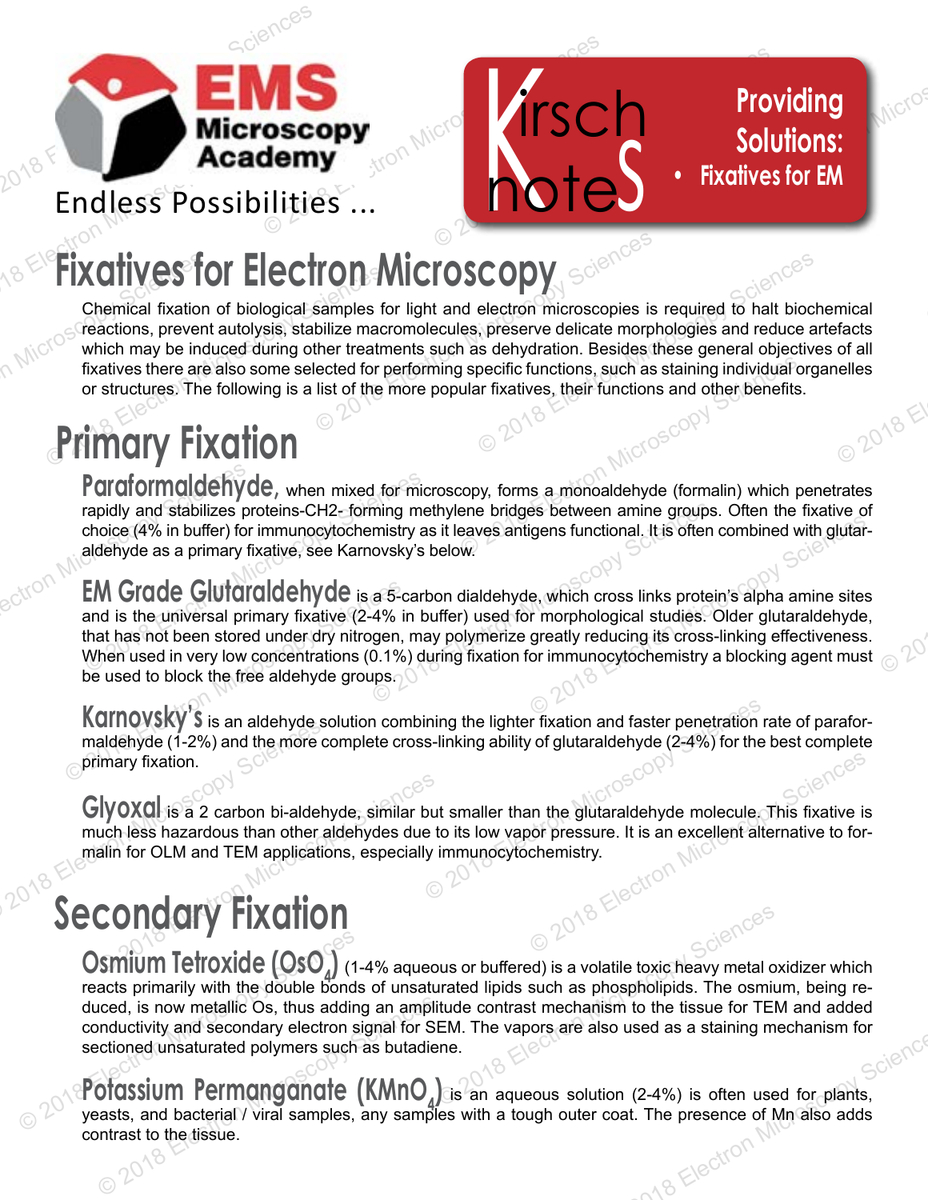EMS Microscopy Academy

Endless Possibilities ...

Kirsch noteS

Providing Solutions:

- Fixatives for EM

# Fixatives for Electron Microscopy

Chemical fixation of biological samples for light and electron microscopies is required to halt biochemical reactions, prevent autolysis, stabilize macromolecules, preserve delicate morphologies and reduce artefacts which may be induced during other treatments such as dehydration. Besides these general objectives of all fixatives there are also some selected for performing specific functions, such as staining individual organelles or structures. The following is a list of the more popular fixatives, their functions and other benefits.

## Primary Fixation

**Paraformaldehyde,** when mixed for microscopy, forms a monoaldehyde (formalin) which penetrates rapidly and stabilizes proteins-CH2- forming methylene bridges between amine groups. Often the fixative of choice (4% in buffer) for immunocytochemistry as it leaves antigens functional. It is often combined with glutaraldehyde as a primary fixative, see Karnovsky's below.

**EM Grade Glutaraldehyde** is a 5-carbon dialdehyde, which cross links protein's alpha amine sites and is the universal primary fixative (2-4% in buffer) used for morphological studies. Older glutaraldehyde, that has not been stored under dry nitrogen, may polymerize greatly reducing its cross-linking effectiveness. When used in very low concentrations (0.1%) during fixation for immunocytochemistry a blocking agent must be used to block the free aldehyde groups.

**Karnovsky's** is an aldehyde solution combining the lighter fixation and faster penetration rate of paraformaldehyde (1-2%) and the more complete cross-linking ability of glutaraldehyde (2-4%) for the best complete primary fixation.

**Glyoxal** is a 2 carbon bi-aldehyde, similar but smaller than the glutaraldehyde molecule. This fixative is much less hazardous than other aldehydes due to its low vapor pressure. It is an excellent alternative to formalin for OLM and TEM applications, especially immunocytochemistry.

## Secondary Fixation

**Osmium Tetroxide ($OsO_4$)** (1-4% aqueous or buffered) is a volatile toxic heavy metal oxidizer which reacts primarily with the double bonds of unsaturated lipids such as phospholipids. The osmium, being reduced, is now metallic Os, thus adding an amplitude contrast mechanism to the tissue for TEM and added conductivity and secondary electron signal for SEM. The vapors are also used as a staining mechanism for sectioned unsaturated polymers such as butadiene.

**Potassium Permanganate ($KMnO_4$)** is an aqueous solution (2-4%) is often used for plants, yeasts, and bacterial / viral samples, any samples with a tough outer coat. The presence of Mn also adds contrast to the tissue.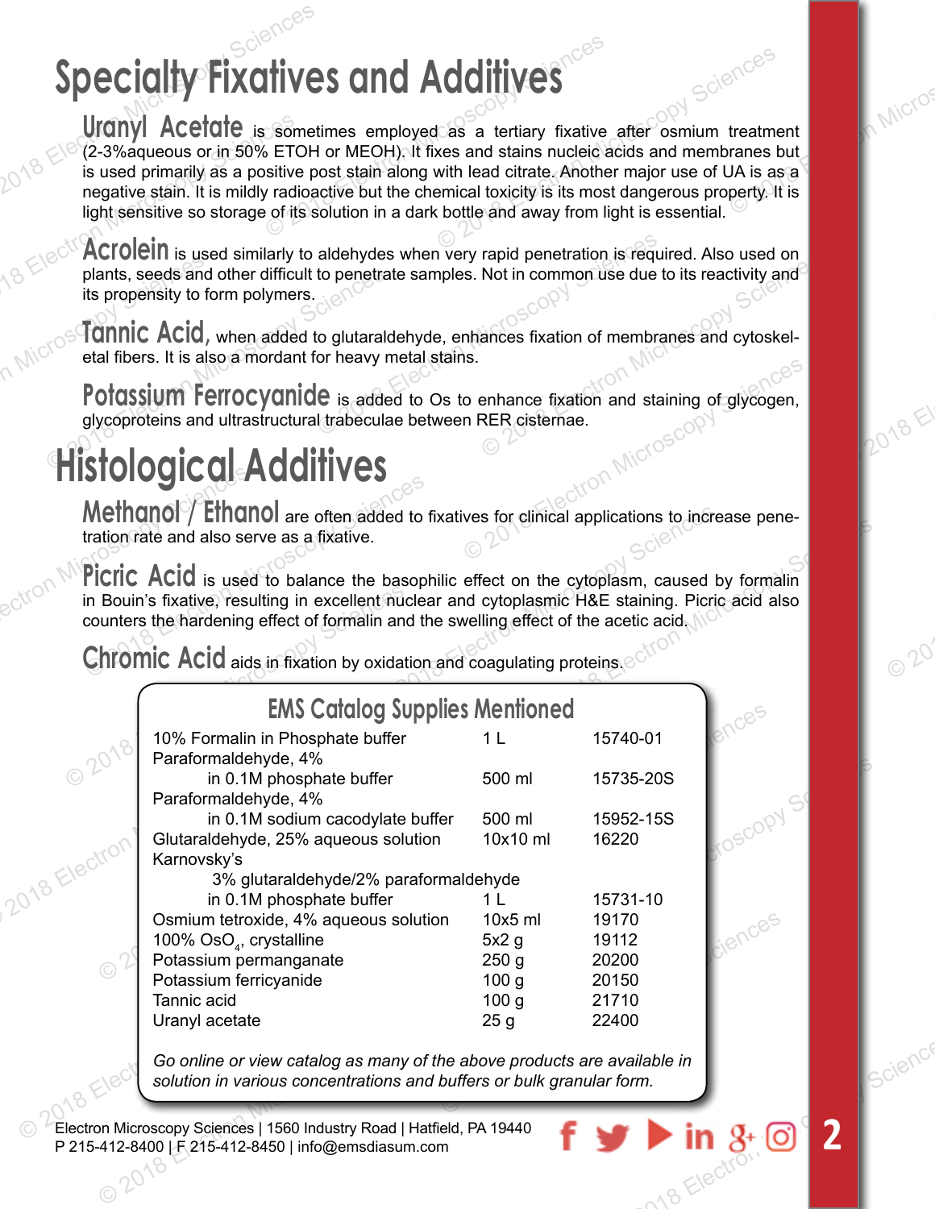# Specialty Fixatives and Additives

**Uranyl Acetate** is sometimes employed as a tertiary fixative after osmium treatment (2-3%aqueous or in 50% ETOH or MEOH). It fixes and stains nucleic acids and membranes but is used primarily as a positive post stain along with lead citrate. Another major use of UA is as a negative stain. It is mildly radioactive but the chemical toxicity is its most dangerous property. It is light sensitive so storage of its solution in a dark bottle and away from light is essential.

**Acrolein** is used similarly to aldehydes when very rapid penetration is required. Also used on plants, seeds and other difficult to penetrate samples. Not in common use due to its reactivity and its propensity to form polymers.

**Tannic Acid,** when added to glutaraldehyde, enhances fixation of membranes and cytoskeletal fibers. It is also a mordant for heavy metal stains.

**Potassium Ferrocyanide** is added to Os to enhance fixation and staining of glycogen, glycoproteins and ultrastructural trabeculae between RER cisternae.

# Histological Additives

**Methanol / Ethanol** are often added to fixatives for clinical applications to increase penetration rate and also serve as a fixative.

**Picric Acid** is used to balance the basophilic effect on the cytoplasm, caused by formalin in Bouin's fixative, resulting in excellent nuclear and cytoplasmic H&E staining. Picric acid also counters the hardening effect of formalin and the swelling effect of the acetic acid.

**Chromic Acid** aids in fixation by oxidation and coagulating proteins.

## EMS Catalog Supplies Mentioned

| | | |
|---|---|---|
| 10% Formalin in Phosphate buffer | 1 L | 15740-01 |
| Paraformaldehyde, 4% in 0.1M phosphate buffer | 500 ml | 15735-20S |
| Paraformaldehyde, 4% in 0.1M sodium cacodylate buffer | 500 ml | 15952-15S |
| Glutaraldehyde, 25% aqueous solution | 10x10 ml | 16220 |
| Karnovsky's 3% glutaraldehyde/2% paraformaldehyde in 0.1M phosphate buffer | 1 L | 15731-10 |
| Osmium tetroxide, 4% aqueous solution | 10x5 ml | 19170 |
| 100% $OsO_4$, crystalline | 5x2 g | 19112 |
| Potassium permanganate | 250 g | 20200 |
| Potassium ferricyanide | 100 g | 20150 |
| Tannic acid | 100 g | 21710 |
| Uranyl acetate | 25 g | 22400 |

*Go online or view catalog as many of the above products are available in solution in various concentrations and buffers or bulk granular form.*

Electron Microscopy Sciences | 1560 Industry Road | Hatfield, PA 19440
P 215-412-8400 | F 215-412-8450 | info@emsdiasum.com